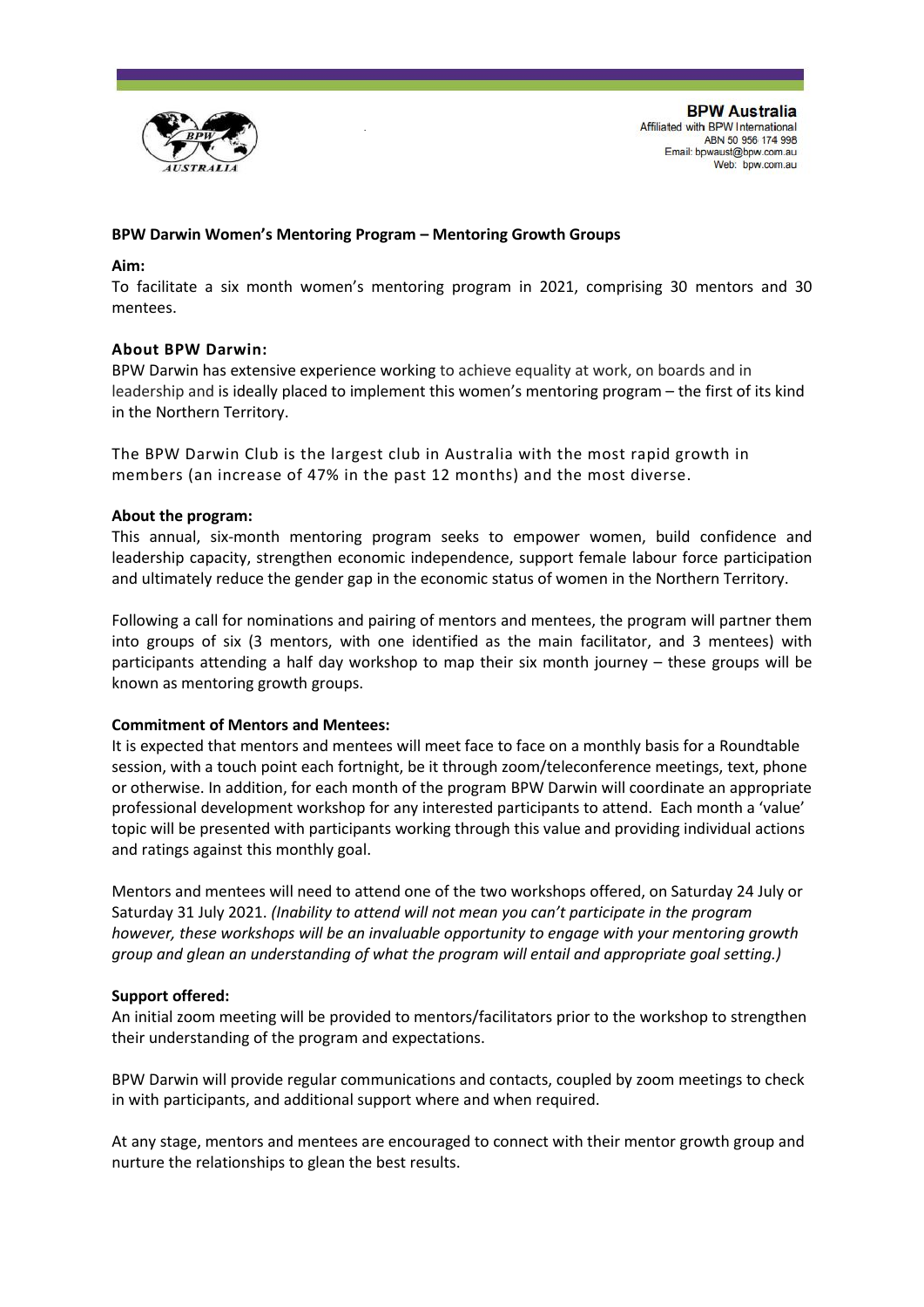**BPW Australia**
Affiliated with BPW International
ABN 50 956 174 998
Email: bpwaust@bpw.com.au
Web: bpw.com.au

## BPW Darwin Women's Mentoring Program – Mentoring Growth Groups

**Aim:**

To facilitate a six month women's mentoring program in 2021, comprising 30 mentors and 30 mentees.

**About BPW Darwin:**

BPW Darwin has extensive experience working to achieve equality at work, on boards and in leadership and is ideally placed to implement this women's mentoring program – the first of its kind in the Northern Territory.

The BPW Darwin Club is the largest club in Australia with the most rapid growth in members (an increase of 47% in the past 12 months) and the most diverse.

**About the program:**

This annual, six-month mentoring program seeks to empower women, build confidence and leadership capacity, strengthen economic independence, support female labour force participation and ultimately reduce the gender gap in the economic status of women in the Northern Territory.

Following a call for nominations and pairing of mentors and mentees, the program will partner them into groups of six (3 mentors, with one identified as the main facilitator, and 3 mentees) with participants attending a half day workshop to map their six month journey – these groups will be known as mentoring growth groups.

**Commitment of Mentors and Mentees:**

It is expected that mentors and mentees will meet face to face on a monthly basis for a Roundtable session, with a touch point each fortnight, be it through zoom/teleconference meetings, text, phone or otherwise. In addition, for each month of the program BPW Darwin will coordinate an appropriate professional development workshop for any interested participants to attend. Each month a 'value' topic will be presented with participants working through this value and providing individual actions and ratings against this monthly goal.

Mentors and mentees will need to attend one of the two workshops offered, on Saturday 24 July or Saturday 31 July 2021. *(Inability to attend will not mean you can't participate in the program however, these workshops will be an invaluable opportunity to engage with your mentoring growth group and glean an understanding of what the program will entail and appropriate goal setting.)*

**Support offered:**

An initial zoom meeting will be provided to mentors/facilitators prior to the workshop to strengthen their understanding of the program and expectations.

BPW Darwin will provide regular communications and contacts, coupled by zoom meetings to check in with participants, and additional support where and when required.

At any stage, mentors and mentees are encouraged to connect with their mentor growth group and nurture the relationships to glean the best results.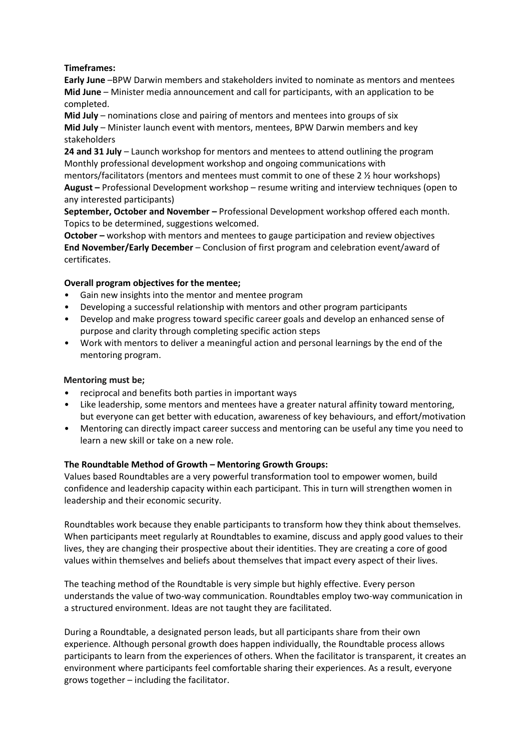**Timeframes:**

**Early June** –BPW Darwin members and stakeholders invited to nominate as mentors and mentees
**Mid June** – Minister media announcement and call for participants, with an application to be completed.
**Mid July** – nominations close and pairing of mentors and mentees into groups of six
**Mid July** – Minister launch event with mentors, mentees, BPW Darwin members and key stakeholders
**24 and 31 July** – Launch workshop for mentors and mentees to attend outlining the program
Monthly professional development workshop and ongoing communications with mentors/facilitators (mentors and mentees must commit to one of these 2 ½ hour workshops)
**August –** Professional Development workshop – resume writing and interview techniques (open to any interested participants)
**September, October and November –** Professional Development workshop offered each month. Topics to be determined, suggestions welcomed.
**October –** workshop with mentors and mentees to gauge participation and review objectives
**End November/Early December** – Conclusion of first program and celebration event/award of certificates.

**Overall program objectives for the mentee;**

- Gain new insights into the mentor and mentee program
- Developing a successful relationship with mentors and other program participants
- Develop and make progress toward specific career goals and develop an enhanced sense of purpose and clarity through completing specific action steps
- Work with mentors to deliver a meaningful action and personal learnings by the end of the mentoring program.

**Mentoring must be;**

- reciprocal and benefits both parties in important ways
- Like leadership, some mentors and mentees have a greater natural affinity toward mentoring, but everyone can get better with education, awareness of key behaviours, and effort/motivation
- Mentoring can directly impact career success and mentoring can be useful any time you need to learn a new skill or take on a new role.

**The Roundtable Method of Growth – Mentoring Growth Groups:**

Values based Roundtables are a very powerful transformation tool to empower women, build confidence and leadership capacity within each participant. This in turn will strengthen women in leadership and their economic security.

Roundtables work because they enable participants to transform how they think about themselves. When participants meet regularly at Roundtables to examine, discuss and apply good values to their lives, they are changing their prospective about their identities. They are creating a core of good values within themselves and beliefs about themselves that impact every aspect of their lives.

The teaching method of the Roundtable is very simple but highly effective. Every person understands the value of two-way communication. Roundtables employ two-way communication in a structured environment. Ideas are not taught they are facilitated.

During a Roundtable, a designated person leads, but all participants share from their own experience. Although personal growth does happen individually, the Roundtable process allows participants to learn from the experiences of others. When the facilitator is transparent, it creates an environment where participants feel comfortable sharing their experiences. As a result, everyone grows together – including the facilitator.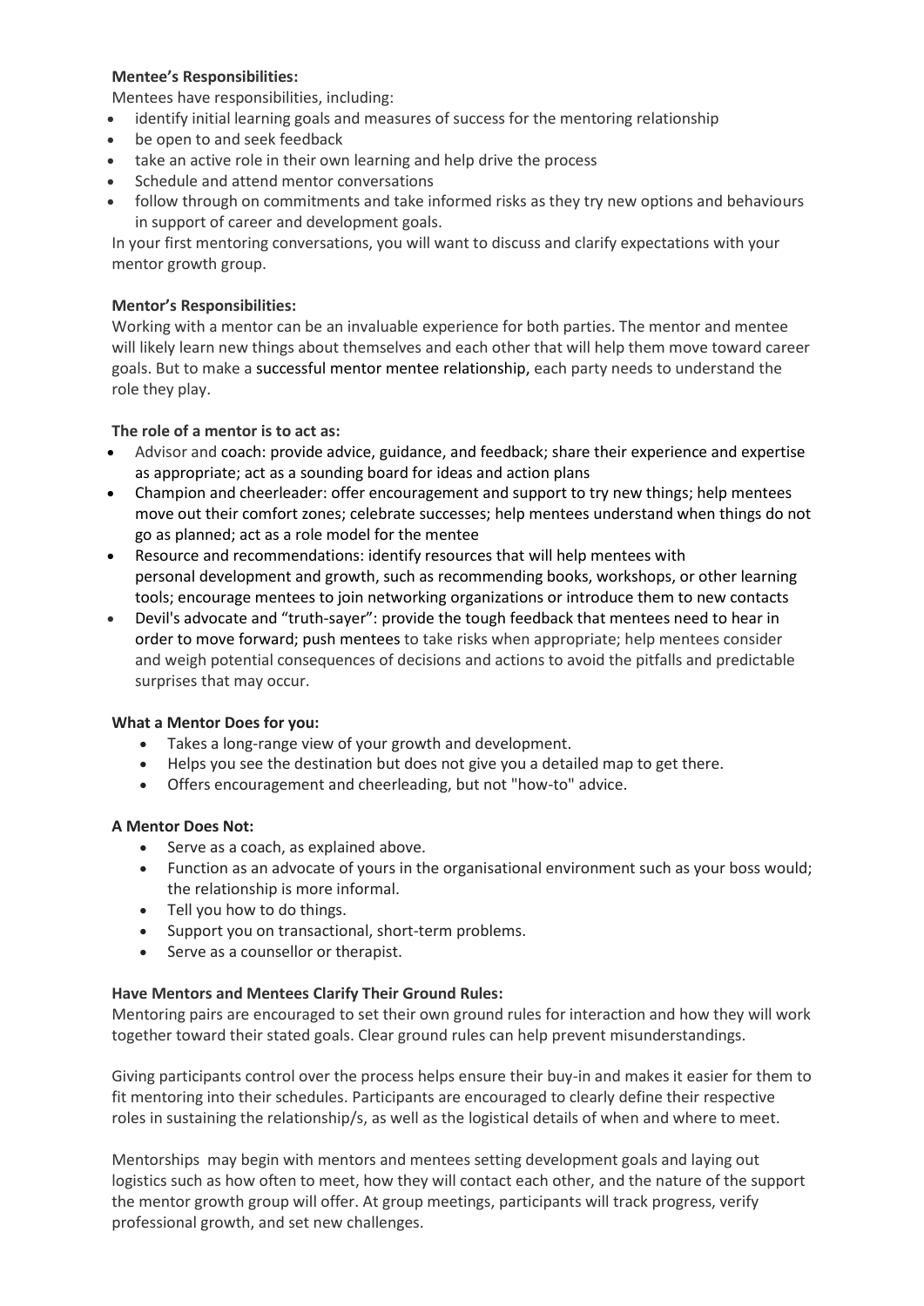**Mentee's Responsibilities:**

Mentees have responsibilities, including:

- identify initial learning goals and measures of success for the mentoring relationship
- be open to and seek feedback
- take an active role in their own learning and help drive the process
- Schedule and attend mentor conversations
- follow through on commitments and take informed risks as they try new options and behaviours in support of career and development goals.

In your first mentoring conversations, you will want to discuss and clarify expectations with your mentor growth group.

**Mentor's Responsibilities:**

Working with a mentor can be an invaluable experience for both parties. The mentor and mentee will likely learn new things about themselves and each other that will help them move toward career goals. But to make a successful mentor mentee relationship, each party needs to understand the role they play.

**The role of a mentor is to act as:**

- Advisor and coach: provide advice, guidance, and feedback; share their experience and expertise as appropriate; act as a sounding board for ideas and action plans
- Champion and cheerleader: offer encouragement and support to try new things; help mentees move out their comfort zones; celebrate successes; help mentees understand when things do not go as planned; act as a role model for the mentee
- Resource and recommendations: identify resources that will help mentees with personal development and growth, such as recommending books, workshops, or other learning tools; encourage mentees to join networking organizations or introduce them to new contacts
- Devil's advocate and "truth-sayer": provide the tough feedback that mentees need to hear in order to move forward; push mentees to take risks when appropriate; help mentees consider and weigh potential consequences of decisions and actions to avoid the pitfalls and predictable surprises that may occur.

**What a Mentor Does for you:**

- Takes a long-range view of your growth and development.
- Helps you see the destination but does not give you a detailed map to get there.
- Offers encouragement and cheerleading, but not "how-to" advice.

**A Mentor Does Not:**

- Serve as a coach, as explained above.
- Function as an advocate of yours in the organisational environment such as your boss would; the relationship is more informal.
- Tell you how to do things.
- Support you on transactional, short-term problems.
- Serve as a counsellor or therapist.

**Have Mentors and Mentees Clarify Their Ground Rules:**

Mentoring pairs are encouraged to set their own ground rules for interaction and how they will work together toward their stated goals. Clear ground rules can help prevent misunderstandings.

Giving participants control over the process helps ensure their buy-in and makes it easier for them to fit mentoring into their schedules. Participants are encouraged to clearly define their respective roles in sustaining the relationship/s, as well as the logistical details of when and where to meet.

Mentorships may begin with mentors and mentees setting development goals and laying out logistics such as how often to meet, how they will contact each other, and the nature of the support the mentor growth group will offer. At group meetings, participants will track progress, verify professional growth, and set new challenges.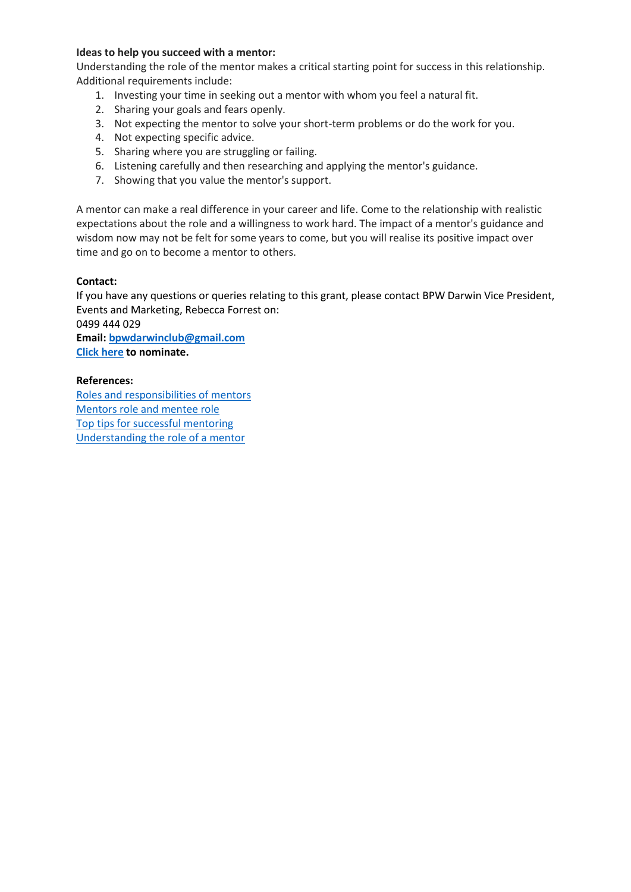**Ideas to help you succeed with a mentor:**

Understanding the role of the mentor makes a critical starting point for success in this relationship. Additional requirements include:

1. Investing your time in seeking out a mentor with whom you feel a natural fit.
2. Sharing your goals and fears openly.
3. Not expecting the mentor to solve your short-term problems or do the work for you.
4. Not expecting specific advice.
5. Sharing where you are struggling or failing.
6. Listening carefully and then researching and applying the mentor's guidance.
7. Showing that you value the mentor's support.

A mentor can make a real difference in your career and life. Come to the relationship with realistic expectations about the role and a willingness to work hard. The impact of a mentor's guidance and wisdom now may not be felt for some years to come, but you will realise its positive impact over time and go on to become a mentor to others.

**Contact:**

If you have any questions or queries relating to this grant, please contact BPW Darwin Vice President, Events and Marketing, Rebecca Forrest on:

0499 444 029

**Email: bpwdarwinclub@gmail.com**

**Click here to nominate.**

**References:**

Roles and responsibilities of mentors

Mentors role and mentee role

Top tips for successful mentoring

Understanding the role of a mentor